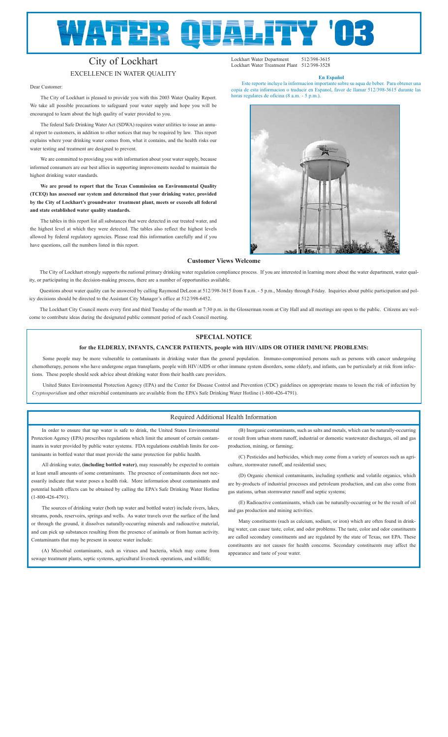# WATER QUALITY '03

# City of Lockhart

## EXCELLENCE IN WATER QUALITY

Lockhart Water Department 512/398-3615
Lockhart Water Treatment Plant 512/398-3528

Dear Customer:

The City of Lockhart is pleased to provide you with this 2003 Water Quality Report. We take all possible precautions to safeguard your water supply and hope you will be encouraged to learn about the high quality of water provided to you.

The federal Safe Drinking Water Act (SDWA) requires water utilities to issue an annual report to customers, in addition to other notices that may be required by law. This report explains where your drinking water comes from, what it contains, and the health risks our water testing and treatment are designed to prevent.

We are committed to providing you with information about your water supply, because informed consumers are our best allies in supporting improvements needed to maintain the highest drinking water standards.

**We are proud to report that the Texas Commission on Environmental Quality (TCEQ) has assessed our system and determined that your drinking water, provided by the City of Lockhart's groundwater treatment plant, meets or exceeds all federal and state established water quality standards.**

The tables in this report list all substances that were detected in our treated water, and the highest level at which they were detected. The tables also reflect the highest levels allowed by federal regulatory agencies. Please read this information carefully and if you have questions, call the numbers listed in this report.

**En Español**

Este reporte incluye la informacion importante sobre su aqua de beber. Para obtener una copia de esta informacion o traducir en Espanol, favor de llamar 512/398-3615 durante las horas regulares de oficina (8 a.m. - 5 p.m.).

### Customer Views Welcome

The City of Lockhart strongly supports the national primary drinking water regulation compliance process. If you are interested in learning more about the water department, water quality, or participating in the decision-making process, there are a number of opportunities available.

Questions about water quality can be answered by calling Raymond DeLeon at 512/398-3615 from 8 a.m. - 5 p.m., Monday through Friday. Inquiries about public participation and policy decisions should be directed to the Assistant City Manager's office at 512/398-6452.

The Lockhart City Council meets every first and third Tuesday of the month at 7:30 p.m. in the Glosserman room at City Hall and all meetings are open to the public. Citizens are welcome to contribute ideas during the designated public comment period of each Council meeting.

### SPECIAL NOTICE

#### for the ELDERLY, INFANTS, CANCER PATIENTS, people with HIV/AIDS OR OTHER IMMUNE PROBLEMS:

Some people may be more vulnerable to contaminants in drinking water than the general population. Immuno-compromised persons such as persons with cancer undergoing chemotherapy, persons who have undergone organ transplants, people with HIV/AIDS or other immune system disorders, some elderly, and infants, can be particularly at risk from infections. These people should seek advice about drinking water from their health care providers.

United States Environmental Protection Agency (EPA) and the Center for Disease Control and Prevention (CDC) guidelines on appropriate means to lessen the risk of infection by *Cryptosporidium* and other microbial contaminants are available from the EPA's Safe Drinking Water Hotline (1-800-426-4791).

### Required Additional Health Information

In order to ensure that tap water is safe to drink, the United States Environmental Protection Agency (EPA) prescribes regulations which limit the amount of certain contaminants in water provided by public water systems. FDA regulations establish limits for contaminants in bottled water that must provide the same protection for public health.

All drinking water, **(including bottled water)**, may reasonably be expected to contain at least small amounts of some contaminants. The presence of contaminants does not necessarily indicate that water poses a health risk. More information about contaminants and potential health effects can be obtained by calling the EPA's Safe Drinking Water Hotline (1-800-426-4791).

The sources of drinking water (both tap water and bottled water) include rivers, lakes, streams, ponds, reservoirs, springs and wells. As water travels over the surface of the land or through the ground, it dissolves naturally-occurring minerals and radioactive material, and can pick up substances resulting from the presence of animals or from human activity. Contaminants that may be present in source water include:

(A) Microbial contaminants, such as viruses and bacteria, which may come from sewage treatment plants, septic systems, agricultural livestock operations, and wildlife;

(B) Inorganic contaminants, such as salts and metals, which can be naturally-occurring or result from urban storm runoff, industrial or domestic wastewater discharges, oil and gas production, mining, or farming;

(C) Pesticides and herbicides, which may come from a variety of sources such as agriculture, stormwater runoff, and residential uses;

(D) Organic chemical contaminants, including synthetic and volatile organics, which are by-products of industrial processes and petroleum production, and can also come from gas stations, urban stormwater runoff and septic systems;

(E) Radioactive contaminants, which can be naturally-occurring or be the result of oil and gas production and mining activities.

Many constituents (such as calcium, sodium, or iron) which are often found in drinking water, can cause taste, color, and odor problems. The taste, color and odor constituents are called secondary constituents and are regulated by the state of Texas, not EPA. These constituents are not causes for health concerns. Secondary constituents may affect the appearance and taste of your water.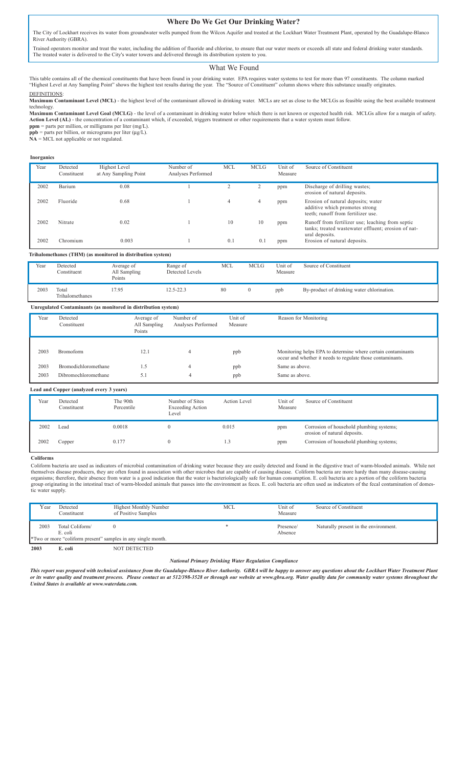## Where Do We Get Our Drinking Water?

The City of Lockhart receives its water from groundwater wells pumped from the Wilcox Aquifer and treated at the Lockhart Water Treatment Plant, operated by the Guadalupe-Blanco River Authority (GBRA).

Trained operators monitor and treat the water, including the addition of fluoride and chlorine, to ensure that our water meets or exceeds all state and federal drinking water standards. The treated water is delivered to the City's water towers and delivered through its distribution system to you.

## What We Found

This table contains all of the chemical constituents that have been found in your drinking water. EPA requires water systems to test for more than 97 constituents. The column marked "Highest Level at Any Sampling Point" shows the highest test results during the year. The "Source of Constituent" column shows where this substance usually originates.

DEFINITIONS:

**Maximum Contaminant Level (MCL)** - the highest level of the contaminant allowed in drinking water. MCLs are set as close to the MCLGs as feasible using the best available treatment technology.

**Maximum Contaminant Level Goal (MCLG)** - the level of a contaminant in drinking water below which there is not known or expected health risk. MCLGs allow for a margin of safety.

**Action Level (AL)** - the concentration of a contaminant which, if exceeded, triggers treatment or other requirements that a water system must follow.

**ppm** = parts per million, or milligrams per liter (mg/L).

**ppb** = parts per billion, or micrograms per liter (µg/L).

**NA** = MCL not applicable or not regulated.

**Inorganics**

| Year | Detected Constituent | Highest Level at Any Sampling Point | Number of Analyses Performed | MCL | MCLG | Unit of Measure | Source of Constituent |
|---|---|---|---|---|---|---|---|
| 2002 | Barium | 0.08 | 1 | 2 | 2 | ppm | Discharge of drilling wastes; erosion of natural deposits. |
| 2002 | Fluoride | 0.68 | 1 | 4 | 4 | ppm | Erosion of natural deposits; water additive which promotes strong teeth; runoff from fertilizer use. |
| 2002 | Nitrate | 0.02 | 1 | 10 | 10 | ppm | Runoff from fertilizer use; leaching from septic tanks; treated wastewater effluent; erosion of natural deposits. |
| 2002 | Chromium | 0.003 | 1 | 0.1 | 0.1 | ppm | Erosion of natural deposits. |

**Trihalomethanes (THM) (as monitored in distribution system)**

| Year | Detected Constituent | Average of All Sampling Points | Range of Detected Levels | MCL | MCLG | Unit of Measure | Source of Constituent |
|---|---|---|---|---|---|---|---|
| 2003 | Total Trihalomethanes | 17.95 | 12.5-22.3 | 80 | 0 | ppb | By-product of drinking water chlorination. |

**Unregulated Contaminants (as monitored in distribution system)**

| Year | Detected Constituent | Average of All Sampling Points | Number of Analyses Performed | Unit of Measure | Reason for Monitoring |
|---|---|---|---|---|---|
| 2003 | Bromoform | 12.1 | 4 | ppb | Monitoring helps EPA to determine where certain contaminants occur and whether it needs to regulate those contaminants. |
| 2003 | Bromodichloromethane | 1.5 | 4 | ppb | Same as above. |
| 2003 | Dibromochloromethane | 5.1 | 4 | ppb | Same as above. |

**Lead and Copper (analyzed every 3 years)**

| Year | Detected Constituent | The 90th Percentile | Number of Sites Exceeding Action Level | Action Level | Unit of Measure | Source of Constituent |
|---|---|---|---|---|---|---|
| 2002 | Lead | 0.0018 | 0 | 0.015 | ppm | Corrosion of household plumbing systems; erosion of natural deposits. |
| 2002 | Copper | 0.177 | 0 | 1.3 | ppm | Corrosion of household plumbing systems; |

**Coliforms**

Coliform bacteria are used as indicators of microbial contamination of drinking water because they are easily detected and found in the digestive tract of warm-blooded animals. While not themselves disease producers, they are often found in association with other microbes that are capable of causing disease. Coliform bacteria are more hardy than many disease-causing organisms; therefore, their absence from water is a good indication that the water is bacteriologically safe for human consumption. E. coli bacteria are a portion of the coliform bacteria group originating in the intestinal tract of warm-blooded animals that passes into the environment as feces. E. coli bacteria are often used as indicators of the fecal contamination of domestic water supply.

| Year | Detected Constituent | Highest Monthly Number of Positive Samples | MCL | Unit of Measure | Source of Constituent |
|---|---|---|---|---|---|
| 2003 | Total Coliform/ E. coli | 0 | * | Presence/ Absence | Naturally present in the environment. |

*Two or more "coliform present" samples in any single month.

**2003** **E. coli** NOT DETECTED

***National Primary Drinking Water Regulation Compliance***

***This report was prepared with technical assistance from the Guadalupe-Blanco River Authority. GBRA will be happy to answer any questions about the Lockhart Water Treatment Plant or its water quality and treatment process. Please contact us at 512/398-3528 or through our website at www.gbra.org. Water quality data for community water systems throughout the United States is available at www.waterdata.com.***